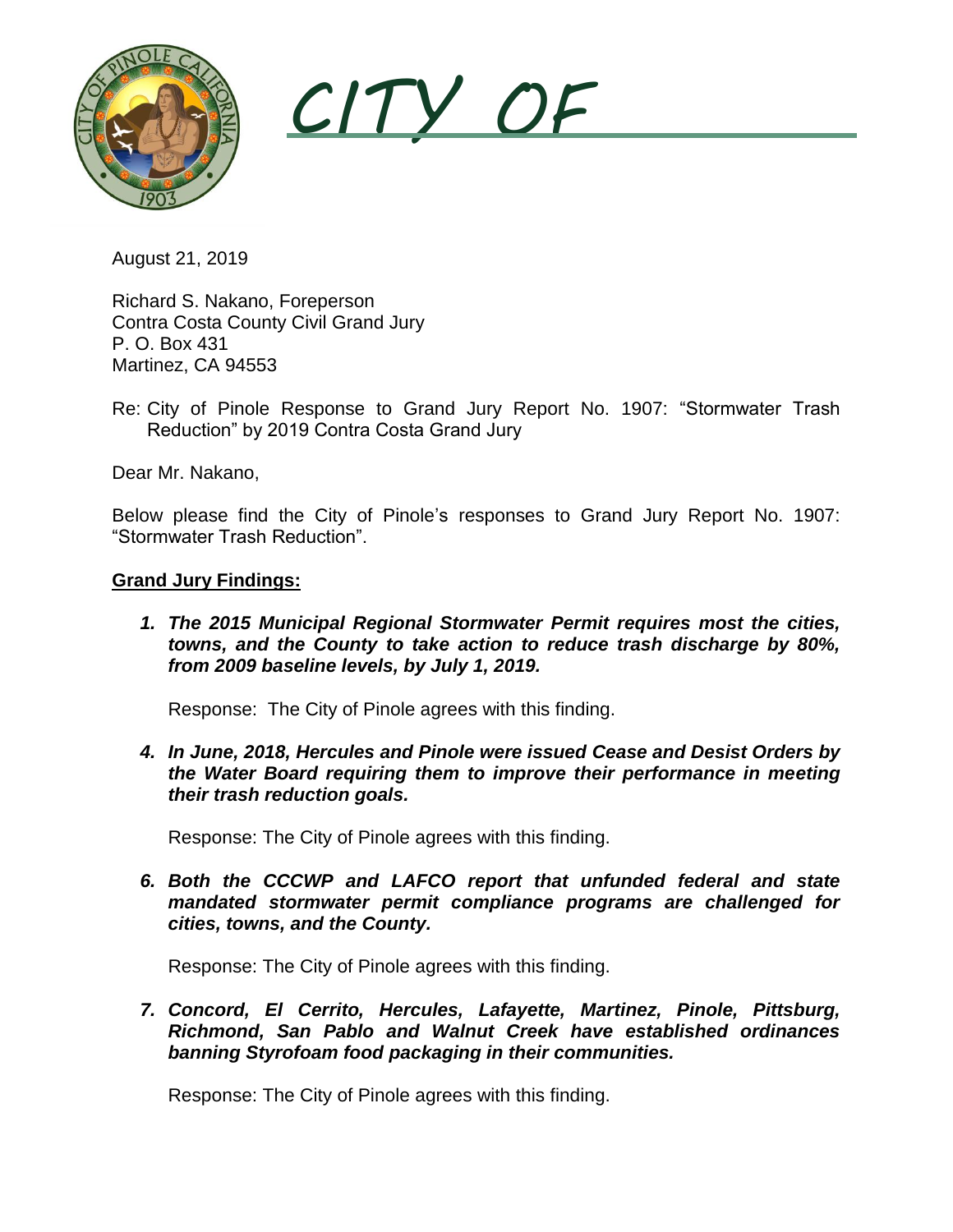# CITY OF

August 21, 2019

Richard S. Nakano, Foreperson
Contra Costa County Civil Grand Jury
P. O. Box 431
Martinez, CA 94553

Re: City of Pinole Response to Grand Jury Report No. 1907: "Stormwater Trash Reduction" by 2019 Contra Costa Grand Jury

Dear Mr. Nakano,

Below please find the City of Pinole's responses to Grand Jury Report No. 1907: "Stormwater Trash Reduction".

## Grand Jury Findings:

1. ***The 2015 Municipal Regional Stormwater Permit requires most the cities, towns, and the County to take action to reduce trash discharge by 80%, from 2009 baseline levels, by July 1, 2019.***

   Response: The City of Pinole agrees with this finding.

4. ***In June, 2018, Hercules and Pinole were issued Cease and Desist Orders by the Water Board requiring them to improve their performance in meeting their trash reduction goals.***

   Response: The City of Pinole agrees with this finding.

6. ***Both the CCCWP and LAFCO report that unfunded federal and state mandated stormwater permit compliance programs are challenged for cities, towns, and the County.***

   Response: The City of Pinole agrees with this finding.

7. ***Concord, El Cerrito, Hercules, Lafayette, Martinez, Pinole, Pittsburg, Richmond, San Pablo and Walnut Creek have established ordinances banning Styrofoam food packaging in their communities.***

   Response: The City of Pinole agrees with this finding.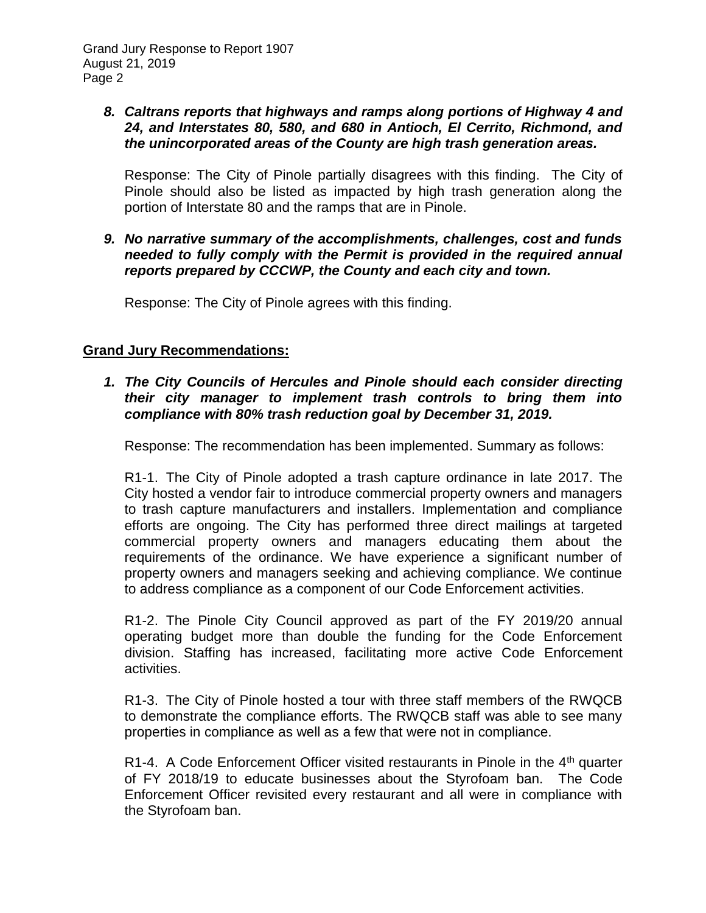***8. Caltrans reports that highways and ramps along portions of Highway 4 and 24, and Interstates 80, 580, and 680 in Antioch, El Cerrito, Richmond, and the unincorporated areas of the County are high trash generation areas.***

Response: The City of Pinole partially disagrees with this finding. The City of Pinole should also be listed as impacted by high trash generation along the portion of Interstate 80 and the ramps that are in Pinole.

***9. No narrative summary of the accomplishments, challenges, cost and funds needed to fully comply with the Permit is provided in the required annual reports prepared by CCCWP, the County and each city and town.***

Response: The City of Pinole agrees with this finding.

## Grand Jury Recommendations:

***1. The City Councils of Hercules and Pinole should each consider directing their city manager to implement trash controls to bring them into compliance with 80% trash reduction goal by December 31, 2019.***

Response: The recommendation has been implemented. Summary as follows:

R1-1. The City of Pinole adopted a trash capture ordinance in late 2017. The City hosted a vendor fair to introduce commercial property owners and managers to trash capture manufacturers and installers. Implementation and compliance efforts are ongoing. The City has performed three direct mailings at targeted commercial property owners and managers educating them about the requirements of the ordinance. We have experience a significant number of property owners and managers seeking and achieving compliance. We continue to address compliance as a component of our Code Enforcement activities.

R1-2. The Pinole City Council approved as part of the FY 2019/20 annual operating budget more than double the funding for the Code Enforcement division. Staffing has increased, facilitating more active Code Enforcement activities.

R1-3. The City of Pinole hosted a tour with three staff members of the RWQCB to demonstrate the compliance efforts. The RWQCB staff was able to see many properties in compliance as well as a few that were not in compliance.

R1-4. A Code Enforcement Officer visited restaurants in Pinole in the 4th quarter of FY 2018/19 to educate businesses about the Styrofoam ban. The Code Enforcement Officer revisited every restaurant and all were in compliance with the Styrofoam ban.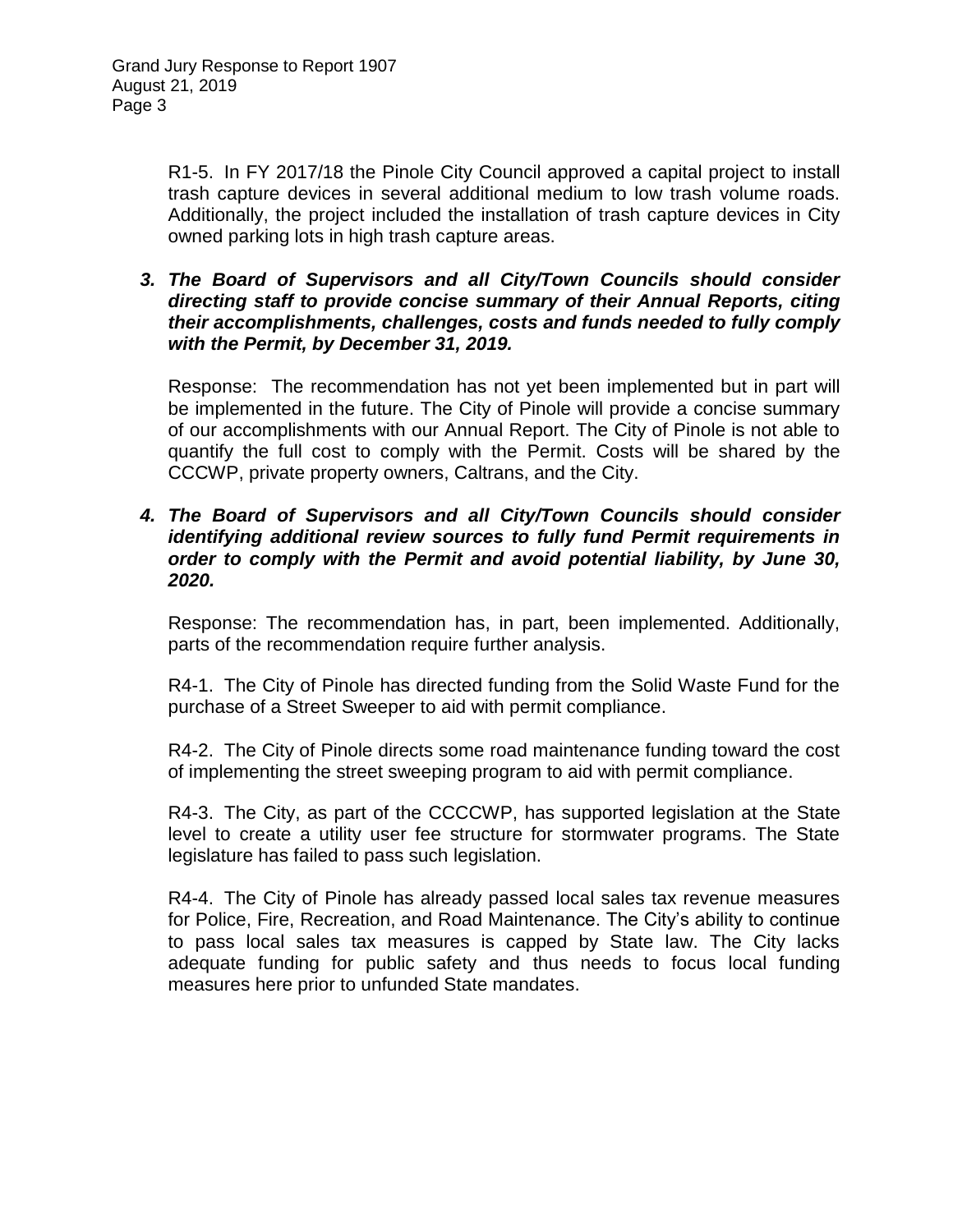R1-5. In FY 2017/18 the Pinole City Council approved a capital project to install trash capture devices in several additional medium to low trash volume roads. Additionally, the project included the installation of trash capture devices in City owned parking lots in high trash capture areas.

***3. The Board of Supervisors and all City/Town Councils should consider directing staff to provide concise summary of their Annual Reports, citing their accomplishments, challenges, costs and funds needed to fully comply with the Permit, by December 31, 2019.***

Response: The recommendation has not yet been implemented but in part will be implemented in the future. The City of Pinole will provide a concise summary of our accomplishments with our Annual Report. The City of Pinole is not able to quantify the full cost to comply with the Permit. Costs will be shared by the CCCWP, private property owners, Caltrans, and the City.

***4. The Board of Supervisors and all City/Town Councils should consider identifying additional review sources to fully fund Permit requirements in order to comply with the Permit and avoid potential liability, by June 30, 2020.***

Response: The recommendation has, in part, been implemented. Additionally, parts of the recommendation require further analysis.

R4-1. The City of Pinole has directed funding from the Solid Waste Fund for the purchase of a Street Sweeper to aid with permit compliance.

R4-2. The City of Pinole directs some road maintenance funding toward the cost of implementing the street sweeping program to aid with permit compliance.

R4-3. The City, as part of the CCCCWP, has supported legislation at the State level to create a utility user fee structure for stormwater programs. The State legislature has failed to pass such legislation.

R4-4. The City of Pinole has already passed local sales tax revenue measures for Police, Fire, Recreation, and Road Maintenance. The City's ability to continue to pass local sales tax measures is capped by State law. The City lacks adequate funding for public safety and thus needs to focus local funding measures here prior to unfunded State mandates.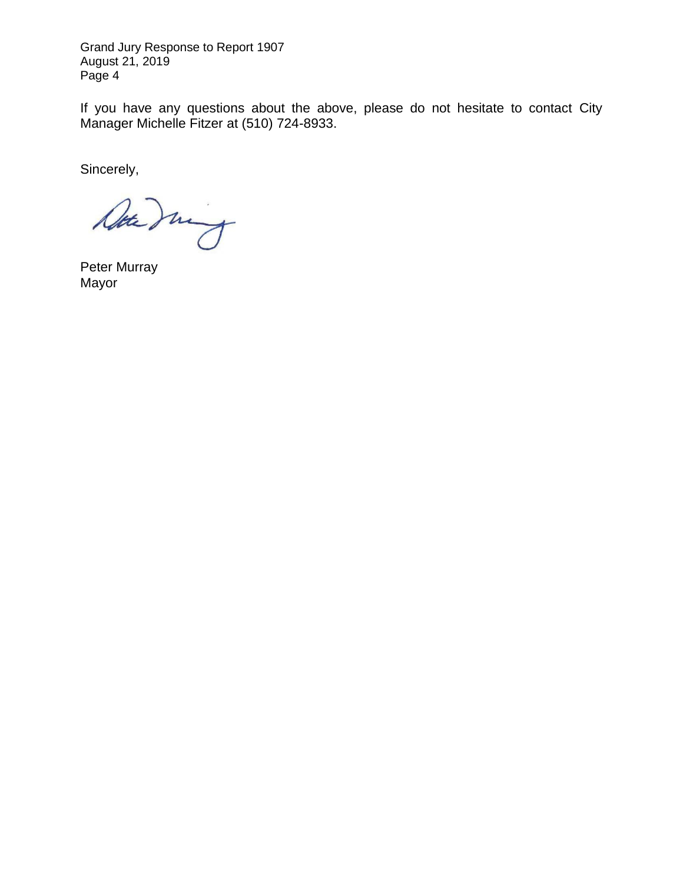If you have any questions about the above, please do not hesitate to contact City Manager Michelle Fitzer at (510) 724-8933.

Sincerely,

Peter Murray
Mayor